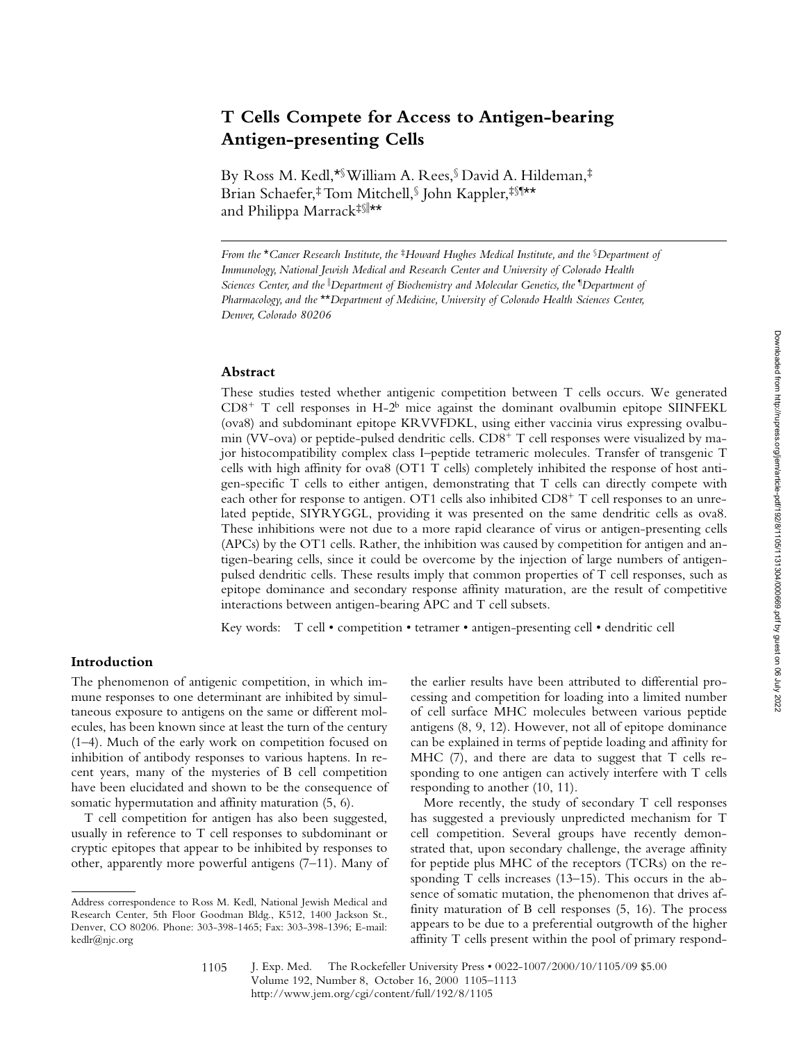# T Cells Compete for Access to Antigen-bearing Antigen-presenting Cells

By Ross M. Kedl,[*§] William A. Rees,[§] David A. Hildeman,[‡] Brian Schaefer,[‡] Tom Mitchell,[§] John Kappler,[‡§¶**] and Philippa Marrack[‡§‖**]

*From the [*]Cancer Research Institute, the [‡]Howard Hughes Medical Institute, and the [§]Department of Immunology, National Jewish Medical and Research Center and University of Colorado Health Sciences Center, and the [‖]Department of Biochemistry and Molecular Genetics, the [¶]Department of Pharmacology, and the [**]Department of Medicine, University of Colorado Health Sciences Center, Denver, Colorado 80206*

## Abstract

These studies tested whether antigenic competition between T cells occurs. We generated $CD8^+$ T cell responses in H-$2^b$ mice against the dominant ovalbumin epitope SIINFEKL (ova8) and subdominant epitope KRVVFDKL, using either vaccinia virus expressing ovalbumin (VV-ova) or peptide-pulsed dendritic cells. $CD8^+$ T cell responses were visualized by major histocompatibility complex class I–peptide tetrameric molecules. Transfer of transgenic T cells with high affinity for ova8 (OT1 T cells) completely inhibited the response of host antigen-specific T cells to either antigen, demonstrating that T cells can directly compete with each other for response to antigen. OT1 cells also inhibited $CD8^+$ T cell responses to an unrelated peptide, SIYRYGGL, providing it was presented on the same dendritic cells as ova8. These inhibitions were not due to a more rapid clearance of virus or antigen-presenting cells (APCs) by the OT1 cells. Rather, the inhibition was caused by competition for antigen and antigen-bearing cells, since it could be overcome by the injection of large numbers of antigen-pulsed dendritic cells. These results imply that common properties of T cell responses, such as epitope dominance and secondary response affinity maturation, are the result of competitive interactions between antigen-bearing APC and T cell subsets.

Key words: T cell • competition • tetramer • antigen-presenting cell • dendritic cell

## Introduction

The phenomenon of antigenic competition, in which immune responses to one determinant are inhibited by simultaneous exposure to antigens on the same or different molecules, has been known since at least the turn of the century (1–4). Much of the early work on competition focused on inhibition of antibody responses to various haptens. In recent years, many of the mysteries of B cell competition have been elucidated and shown to be the consequence of somatic hypermutation and affinity maturation (5, 6).

T cell competition for antigen has also been suggested, usually in reference to T cell responses to subdominant or cryptic epitopes that appear to be inhibited by responses to other, apparently more powerful antigens (7–11). Many of the earlier results have been attributed to differential processing and competition for loading into a limited number of cell surface MHC molecules between various peptide antigens (8, 9, 12). However, not all of epitope dominance can be explained in terms of peptide loading and affinity for MHC (7), and there are data to suggest that T cells responding to one antigen can actively interfere with T cells responding to another (10, 11).

More recently, the study of secondary T cell responses has suggested a previously unpredicted mechanism for T cell competition. Several groups have recently demonstrated that, upon secondary challenge, the average affinity for peptide plus MHC of the receptors (TCRs) on the responding T cells increases (13–15). This occurs in the absence of somatic mutation, the phenomenon that drives affinity maturation of B cell responses (5, 16). The process appears to be due to a preferential outgrowth of the higher affinity T cells present within the pool of primary respond-

Address correspondence to Ross M. Kedl, National Jewish Medical and Research Center, 5th Floor Goodman Bldg., K512, 1400 Jackson St., Denver, CO 80206. Phone: 303-398-1465; Fax: 303-398-1396; E-mail: kedlr@njc.org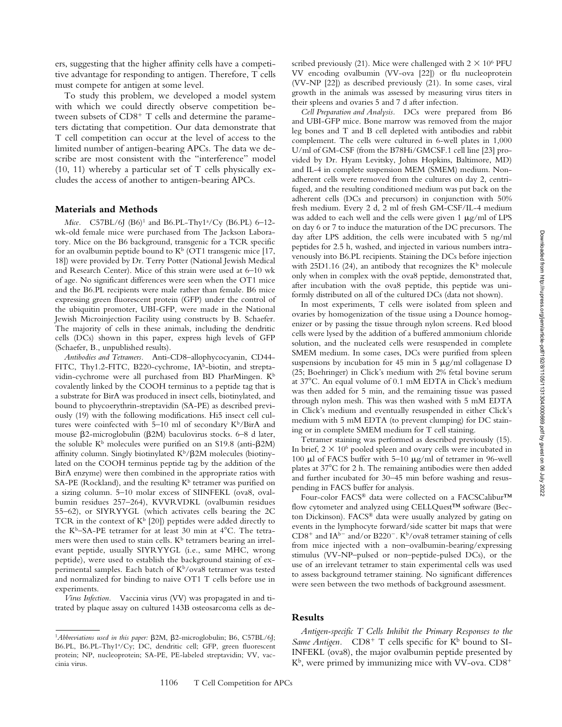ers, suggesting that the higher affinity cells have a competitive advantage for responding to antigen. Therefore, T cells must compete for antigen at some level.

To study this problem, we developed a model system with which we could directly observe competition between subsets of $CD8^+$ T cells and determine the parameters dictating that competition. Our data demonstrate that T cell competition can occur at the level of access to the limited number of antigen-bearing APCs. The data we describe are most consistent with the "interference" model (10, 11) whereby a particular set of T cells physically excludes the access of another to antigen-bearing APCs.

## Materials and Methods

*Mice.* C57BL/6J (B6)[1] and B6.PL-Thy1$^a$/Cy (B6.PL) 6–12-wk-old female mice were purchased from The Jackson Laboratory. Mice on the B6 background, transgenic for a TCR specific for an ovalbumin peptide bound to $K^b$ (OT1 transgenic mice [17, 18]) were provided by Dr. Terry Potter (National Jewish Medical and Research Center). Mice of this strain were used at 6–10 wk of age. No significant differences were seen when the OT1 mice and the B6.PL recipients were male rather than female. B6 mice expressing green fluorescent protein (GFP) under the control of the ubiquitin promoter, UBI-GFP, were made in the National Jewish Microinjection Facility using constructs by B. Schaefer. The majority of cells in these animals, including the dendritic cells (DCs) shown in this paper, express high levels of GFP (Schaefer, B., unpublished results).

*Antibodies and Tetramers.* Anti-CD8–allophycocyanin, CD44-FITC, Thy1.2-FITC, B220-cychrome, IA$^b$-biotin, and streptavidin-cychrome were all purchased from BD PharMingen. $K^b$ covalently linked by the COOH terminus to a peptide tag that is a substrate for BirA was produced in insect cells, biotinylated, and bound to phycoerythrin-streptavidin (SA-PE) as described previously (19) with the following modifications. Hi5 insect cell cultures were coinfected with 5–10 ml of secondary $K^b$/BirA and mouse β2-microglobulin (β2M) baculovirus stocks. 6–8 d later, the soluble $K^b$ molecules were purified on an S19.8 (anti-β2M) affinity column. Singly biotinylated $K^b$/β2M molecules (biotinylated on the COOH terminus peptide tag by the addition of the BirA enzyme) were then combined in the appropriate ratios with SA-PE (Rockland), and the resulting $K^b$ tetramer was purified on a sizing column. 5–10 molar excess of SIINFEKL (ova8, ovalbumin residues 257–264), KVVRVDKL (ovalbumin residues 55–62), or SIYRYYGL (which activates cells bearing the 2C TCR in the context of $K^b$ [20]) peptides were added directly to the $K^b$–SA-PE tetramer for at least 30 min at 4°C. The tetramers were then used to stain cells. $K^b$ tetramers bearing an irrelevant peptide, usually SIYRYYGL (i.e., same MHC, wrong peptide), were used to establish the background staining of experimental samples. Each batch of $K^b$/ova8 tetramer was tested and normalized for binding to naive OT1 T cells before use in experiments.

*Virus Infection.* Vaccinia virus (VV) was propagated in and titrated by plaque assay on cultured 143B osteosarcoma cells as described previously (21). Mice were challenged with $2 \times 10^6$ PFU VV encoding ovalbumin (VV-ova [22]) or flu nucleoprotein (VV-NP [22]) as described previously (21). In some cases, viral growth in the animals was assessed by measuring virus titers in their spleens and ovaries 5 and 7 d after infection.

*Cell Preparation and Analysis.* DCs were prepared from B6 and UBI-GFP mice. Bone marrow was removed from the major leg bones and T and B cell depleted with antibodies and rabbit complement. The cells were cultured in 6-well plates in 1,000 U/ml of GM-CSF (from the B78Hi/GMCSF.1 cell line [23] provided by Dr. Hyam Levitsky, Johns Hopkins, Baltimore, MD) and IL-4 in complete suspension MEM (SMEM) medium. Nonadherent cells were removed from the cultures on day 2, centrifuged, and the resulting conditioned medium was put back on the adherent cells (DCs and precursors) in conjunction with 50% fresh medium. Every 2 d, 2 ml of fresh GM-CSF/IL-4 medium was added to each well and the cells were given 1 μg/ml of LPS on day 6 or 7 to induce the maturation of the DC precursors. The day after LPS addition, the cells were incubated with 5 ng/ml peptides for 2.5 h, washed, and injected in various numbers intravenously into B6.PL recipients. Staining the DCs before injection with 25D1.16 (24), an antibody that recognizes the $K^b$ molecule only when in complex with the ova8 peptide, demonstrated that, after incubation with the ova8 peptide, this peptide was uniformly distributed on all of the cultured DCs (data not shown).

In most experiments, T cells were isolated from spleen and ovaries by homogenization of the tissue using a Dounce homogenizer or by passing the tissue through nylon screens. Red blood cells were lysed by the addition of a buffered ammonium chloride solution, and the nucleated cells were resuspended in complete SMEM medium. In some cases, DCs were purified from spleen suspensions by incubation for 45 min in 5 μg/ml collagenase D (25; Boehringer) in Click's medium with 2% fetal bovine serum at 37°C. An equal volume of 0.1 mM EDTA in Click's medium was then added for 5 min, and the remaining tissue was passed through nylon mesh. This was then washed with 5 mM EDTA in Click's medium and eventually resuspended in either Click's medium with 5 mM EDTA (to prevent clumping) for DC staining or in complete SMEM medium for T cell staining.

Tetramer staining was performed as described previously (15). In brief, $2 \times 10^6$ pooled spleen and ovary cells were incubated in 100 μl of FACS buffer with 5–10 μg/ml of tetramer in 96-well plates at 37°C for 2 h. The remaining antibodies were then added and further incubated for 30–45 min before washing and resuspending in FACS buffer for analysis.

Four-color FACS® data were collected on a FACSCalibur™ flow cytometer and analyzed using CELLQuest™ software (Becton Dickinson). FACS® data were usually analyzed by gating on events in the lymphocyte forward/side scatter bit maps that were $CD8^+$ and $IA^{b-}$ and/or $B220^-$. $K^b$/ova8 tetramer staining of cells from mice injected with a non–ovalbumin-bearing/expressing stimulus (VV-NP–pulsed or non–peptide-pulsed DCs), or the use of an irrelevant tetramer to stain experimental cells was used to assess background tetramer staining. No significant differences were seen between the two methods of background assessment.

## Results

*Antigen-specific T Cells Inhibit the Primary Responses to the Same Antigen.* $CD8^+$ T cells specific for $K^b$ bound to SIINFEKL (ova8), the major ovalbumin peptide presented by $K^b$, were primed by immunizing mice with VV-ova. $CD8^+$

---

[1]*Abbreviations used in this paper:* β2M, β2-microglobulin; B6, C57BL/6J; B6.PL, B6.PL-Thy1$^a$/Cy; DC, dendritic cell; GFP, green fluorescent protein; NP, nucleoprotein; SA-PE, PE-labeled streptavidin; VV, vaccinia virus.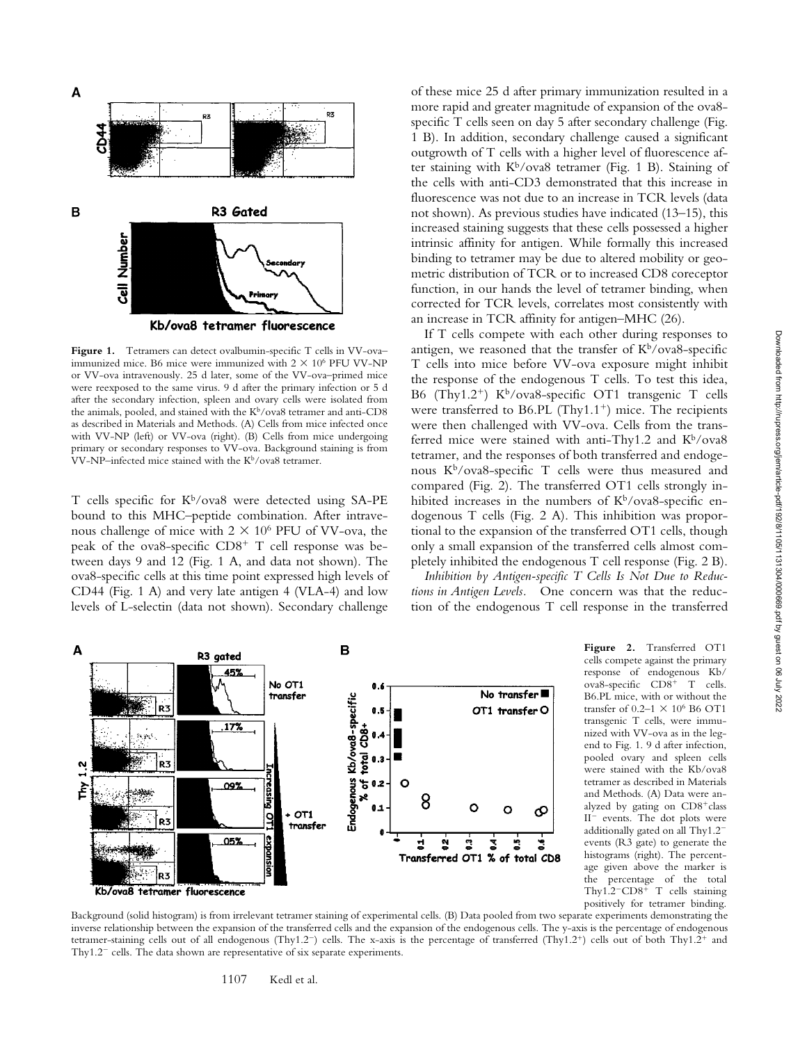**Figure 1.** Tetramers can detect ovalbumin-specific T cells in VV-ova–immunized mice. B6 mice were immunized with $2 \times 10^6$ PFU VV-NP or VV-ova intravenously. 25 d later, some of the VV-ova–primed mice were reexposed to the same virus. 9 d after the primary infection or 5 d after the secondary infection, spleen and ovary cells were isolated from the animals, pooled, and stained with the $K^b$/ova8 tetramer and anti-CD8 as described in Materials and Methods. (A) Cells from mice infected once with VV-NP (left) or VV-ova (right). (B) Cells from mice undergoing primary or secondary responses to VV-ova. Background staining is from VV-NP–infected mice stained with the $K^b$/ova8 tetramer.

T cells specific for $K^b$/ova8 were detected using SA-PE bound to this MHC–peptide combination. After intravenous challenge of mice with $2 \times 10^6$ PFU of VV-ova, the peak of the ova8-specific $CD8^+$ T cell response was between days 9 and 12 (Fig. 1 A, and data not shown). The ova8-specific cells at this time point expressed high levels of CD44 (Fig. 1 A) and very late antigen 4 (VLA-4) and low levels of L-selectin (data not shown). Secondary challenge of these mice 25 d after primary immunization resulted in a more rapid and greater magnitude of expansion of the ova8-specific T cells seen on day 5 after secondary challenge (Fig. 1 B). In addition, secondary challenge caused a significant outgrowth of T cells with a higher level of fluorescence after staining with $K^b$/ova8 tetramer (Fig. 1 B). Staining of the cells with anti-CD3 demonstrated that this increase in fluorescence was not due to an increase in TCR levels (data not shown). As previous studies have indicated (13–15), this increased staining suggests that these cells possessed a higher intrinsic affinity for antigen. While formally this increased binding to tetramer may be due to altered mobility or geometric distribution of TCR or to increased CD8 coreceptor function, in our hands the level of tetramer binding, when corrected for TCR levels, correlates most consistently with an increase in TCR affinity for antigen–MHC (26).

If T cells compete with each other during responses to antigen, we reasoned that the transfer of $K^b$/ova8-specific T cells into mice before VV-ova exposure might inhibit the response of the endogenous T cells. To test this idea, B6 (Thy1.2$^+$) $K^b$/ova8-specific OT1 transgenic T cells were transferred to B6.PL (Thy1.1$^+$) mice. The recipients were then challenged with VV-ova. Cells from the transferred mice were stained with anti-Thy1.2 and $K^b$/ova8 tetramer, and the responses of both transferred and endogenous $K^b$/ova8-specific T cells were thus measured and compared (Fig. 2). The transferred OT1 cells strongly inhibited increases in the numbers of $K^b$/ova8-specific endogenous T cells (Fig. 2 A). This inhibition was proportional to the expansion of the transferred OT1 cells, though only a small expansion of the transferred cells almost completely inhibited the endogenous T cell response (Fig. 2 B).

*Inhibition by Antigen-specific T Cells Is Not Due to Reductions in Antigen Levels.* One concern was that the reduction of the endogenous T cell response in the transferred

**Figure 2.** Transferred OT1 cells compete against the primary response of endogenous Kb/ova8-specific $CD8^+$ T cells. B6.PL mice, with or without the transfer of $0.2–1 \times 10^6$ B6 OT1 transgenic T cells, were immunized with VV-ova as in the legend to Fig. 1. 9 d after infection, pooled ovary and spleen cells were stained with the Kb/ova8 tetramer as described in Materials and Methods. (A) Data were analyzed by gating on $CD8^+$class $II^-$ events. The dot plots were additionally gated on all Thy1.2$^-$ events (R3 gate) to generate the histograms (right). The percentage given above the marker is the percentage of the total Thy1.2$^-$CD8$^+$ T cells staining positively for tetramer binding. Background (solid histogram) is from irrelevant tetramer staining of experimental cells. (B) Data pooled from two separate experiments demonstrating the inverse relationship between the expansion of the transferred cells and the expansion of the endogenous cells. The y-axis is the percentage of endogenous tetramer-staining cells out of all endogenous (Thy1.2$^-$) cells. The x-axis is the percentage of transferred (Thy1.2$^+$) cells out of both Thy1.2$^+$ and Thy1.2$^-$ cells. The data shown are representative of six separate experiments.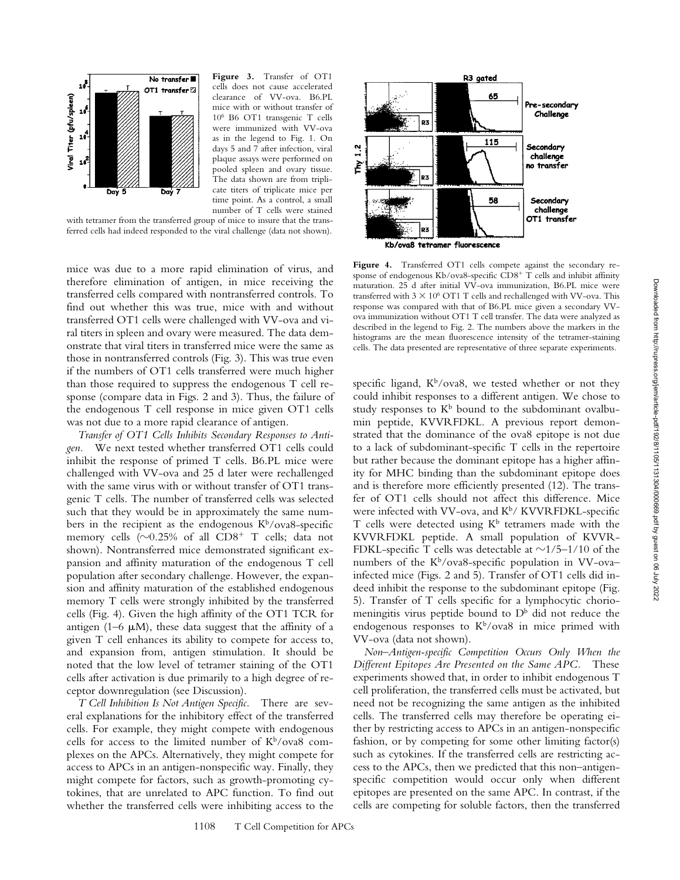**Figure 3.** Transfer of OT1 cells does not cause accelerated clearance of VV-ova. B6.PL mice with or without transfer of $10^6$ B6 OT1 transgenic T cells were immunized with VV-ova as in the legend to Fig. 1. On days 5 and 7 after infection, viral plaque assays were performed on pooled spleen and ovary tissue. The data shown are from triplicate titers of triplicate mice per time point. As a control, a small number of T cells were stained with tetramer from the transferred group of mice to insure that the transferred cells had indeed responded to the viral challenge (data not shown).

**Figure 4.** Transferred OT1 cells compete against the secondary response of endogenous Kb/ova8-specific $CD8^+$ T cells and inhibit affinity maturation. 25 d after initial VV-ova immunization, B6.PL mice were transferred with $3 \times 10^6$ OT1 T cells and rechallenged with VV-ova. This response was compared with that of B6.PL mice given a secondary VV-ova immunization without OT1 T cell transfer. The data were analyzed as described in the legend to Fig. 2. The numbers above the markers in the histograms are the mean fluorescence intensity of the tetramer-staining cells. The data presented are representative of three separate experiments.

mice was due to a more rapid elimination of virus, and therefore elimination of antigen, in mice receiving the transferred cells compared with nontransferred controls. To find out whether this was true, mice with and without transferred OT1 cells were challenged with VV-ova and viral titers in spleen and ovary were measured. The data demonstrate that viral titers in transferred mice were the same as those in nontransferred controls (Fig. 3). This was true even if the numbers of OT1 cells transferred were much higher than those required to suppress the endogenous T cell response (compare data in Figs. 2 and 3). Thus, the failure of the endogenous T cell response in mice given OT1 cells was not due to a more rapid clearance of antigen.

*Transfer of OT1 Cells Inhibits Secondary Responses to Antigen.* We next tested whether transferred OT1 cells could inhibit the response of primed T cells. B6.PL mice were challenged with VV-ova and 25 d later were rechallenged with the same virus with or without transfer of OT1 transgenic T cells. The number of transferred cells was selected such that they would be in approximately the same numbers in the recipient as the endogenous $K^b$/ova8-specific memory cells (~0.25% of all $CD8^+$ T cells; data not shown). Nontransferred mice demonstrated significant expansion and affinity maturation of the endogenous T cell population after secondary challenge. However, the expansion and affinity maturation of the established endogenous memory T cells were strongly inhibited by the transferred cells (Fig. 4). Given the high affinity of the OT1 TCR for antigen (1–6 μM), these data suggest that the affinity of a given T cell enhances its ability to compete for access to, and expansion from, antigen stimulation. It should be noted that the low level of tetramer staining of the OT1 cells after activation is due primarily to a high degree of receptor downregulation (see Discussion).

*T Cell Inhibition Is Not Antigen Specific.* There are several explanations for the inhibitory effect of the transferred cells. For example, they might compete with endogenous cells for access to the limited number of $K^b$/ova8 complexes on the APCs. Alternatively, they might compete for access to APCs in an antigen-nonspecific way. Finally, they might compete for factors, such as growth-promoting cytokines, that are unrelated to APC function. To find out whether the transferred cells were inhibiting access to the specific ligand, $K^b$/ova8, we tested whether or not they could inhibit responses to a different antigen. We chose to study responses to $K^b$ bound to the subdominant ovalbumin peptide, KVVRFDKL. A previous report demonstrated that the dominance of the ova8 epitope is not due to a lack of subdominant-specific T cells in the repertoire but rather because the dominant epitope has a higher affinity for MHC binding than the subdominant epitope does and is therefore more efficiently presented (12). The transfer of OT1 cells should not affect this difference. Mice were infected with VV-ova, and $K^b$/ KVVRFDKL-specific T cells were detected using $K^b$ tetramers made with the KVVRFDKL peptide. A small population of KVVRFDKL-specific T cells was detectable at ~1/5–1/10 of the numbers of the $K^b$/ova8-specific population in VV-ova–infected mice (Figs. 2 and 5). Transfer of OT1 cells did indeed inhibit the response to the subdominant epitope (Fig. 5). Transfer of T cells specific for a lymphocytic choriomeningitis virus peptide bound to $D^b$ did not reduce the endogenous responses to $K^b$/ova8 in mice primed with VV-ova (data not shown).

*Non–Antigen-specific Competition Occurs Only When the Different Epitopes Are Presented on the Same APC.* These experiments showed that, in order to inhibit endogenous T cell proliferation, the transferred cells must be activated, but need not be recognizing the same antigen as the inhibited cells. The transferred cells may therefore be operating either by restricting access to APCs in an antigen-nonspecific fashion, or by competing for some other limiting factor(s) such as cytokines. If the transferred cells are restricting access to the APCs, then we predicted that this non–antigen-specific competition would occur only when different epitopes are presented on the same APC. In contrast, if the cells are competing for soluble factors, then the transferred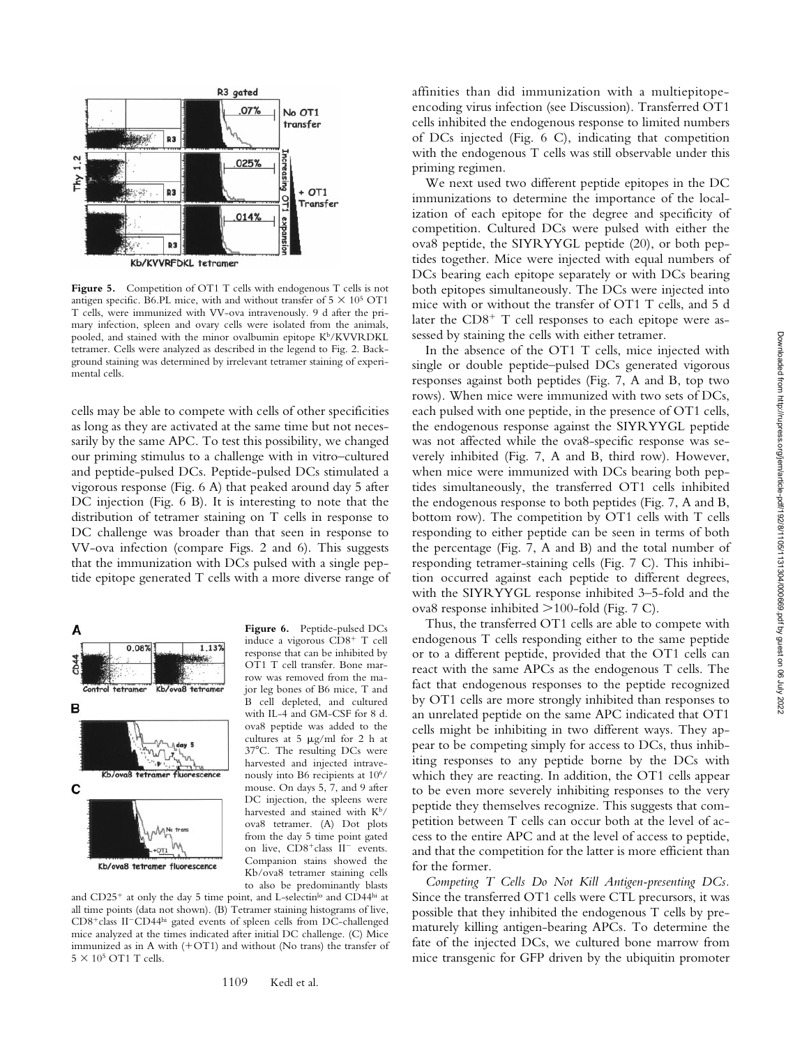**Figure 5.** Competition of OT1 T cells with endogenous T cells is not antigen specific. B6.PL mice, with and without transfer of $5 \times 10^5$ OT1 T cells, were immunized with VV-ova intravenously. 9 d after the primary infection, spleen and ovary cells were isolated from the animals, pooled, and stained with the minor ovalbumin epitope $K^b$/KVVRDKL tetramer. Cells were analyzed as described in the legend to Fig. 2. Background staining was determined by irrelevant tetramer staining of experimental cells.

cells may be able to compete with cells of other specificities as long as they are activated at the same time but not necessarily by the same APC. To test this possibility, we changed our priming stimulus to a challenge with in vitro–cultured and peptide-pulsed DCs. Peptide-pulsed DCs stimulated a vigorous response (Fig. 6 A) that peaked around day 5 after DC injection (Fig. 6 B). It is interesting to note that the distribution of tetramer staining on T cells in response to DC challenge was broader than that seen in response to VV-ova infection (compare Figs. 2 and 6). This suggests that the immunization with DCs pulsed with a single peptide epitope generated T cells with a more diverse range of affinities than did immunization with a multiepitope-encoding virus infection (see Discussion). Transferred OT1 cells inhibited the endogenous response to limited numbers of DCs injected (Fig. 6 C), indicating that competition with the endogenous T cells was still observable under this priming regimen.

**Figure 6.** Peptide-pulsed DCs induce a vigorous $CD8^+$ T cell response that can be inhibited by OT1 T cell transfer. Bone marrow was removed from the major leg bones of B6 mice, T and B cell depleted, and cultured with IL-4 and GM-CSF for 8 d. ova8 peptide was added to the cultures at 5 μg/ml for 2 h at 37°C. The resulting DCs were harvested and injected intravenously into B6 recipients at $10^6$/mouse. On days 5, 7, and 9 after DC injection, the spleens were harvested and stained with $K^b$/ova8 tetramer. (A) Dot plots from the day 5 time point gated on live, $CD8^+$class $II^-$ events. Companion stains showed the Kb/ova8 tetramer staining cells to also be predominantly blasts and $CD25^+$ at only the day 5 time point, and L-selectin$^{lo}$ and $CD44^{hi}$ at all time points (data not shown). (B) Tetramer staining histograms of live, $CD8^+$class $II^-$$CD44^{hi}$ gated events of spleen cells from DC-challenged mice analyzed at the times indicated after initial DC challenge. (C) Mice immunized as in A with (+OT1) and without (No trans) the transfer of $5 \times 10^5$ OT1 T cells.

We next used two different peptide epitopes in the DC immunizations to determine the importance of the localization of each epitope for the degree and specificity of competition. Cultured DCs were pulsed with either the ova8 peptide, the SIYRYYGL peptide (20), or both peptides together. Mice were injected with equal numbers of DCs bearing each epitope separately or with DCs bearing both epitopes simultaneously. The DCs were injected into mice with or without the transfer of OT1 T cells, and 5 d later the $CD8^+$ T cell responses to each epitope were assessed by staining the cells with either tetramer.

In the absence of the OT1 T cells, mice injected with single or double peptide–pulsed DCs generated vigorous responses against both peptides (Fig. 7, A and B, top two rows). When mice were immunized with two sets of DCs, each pulsed with one peptide, in the presence of OT1 cells, the endogenous response against the SIYRYYGL peptide was not affected while the ova8-specific response was severely inhibited (Fig. 7, A and B, third row). However, when mice were immunized with DCs bearing both peptides simultaneously, the transferred OT1 cells inhibited the endogenous response to both peptides (Fig. 7, A and B, bottom row). The competition by OT1 cells with T cells responding to either peptide can be seen in terms of both the percentage (Fig. 7, A and B) and the total number of responding tetramer-staining cells (Fig. 7 C). This inhibition occurred against each peptide to different degrees, with the SIYRYYGL response inhibited 3–5-fold and the ova8 response inhibited >100-fold (Fig. 7 C).

Thus, the transferred OT1 cells are able to compete with endogenous T cells responding either to the same peptide or to a different peptide, provided that the OT1 cells can react with the same APCs as the endogenous T cells. The fact that endogenous responses to the peptide recognized by OT1 cells are more strongly inhibited than responses to an unrelated peptide on the same APC indicated that OT1 cells might be inhibiting in two different ways. They appear to be competing simply for access to DCs, thus inhibiting responses to any peptide borne by the DCs with which they are reacting. In addition, the OT1 cells appear to be even more severely inhibiting responses to the very peptide they themselves recognize. This suggests that competition between T cells can occur both at the level of access to the entire APC and at the level of access to peptide, and that the competition for the latter is more efficient than for the former.

*Competing T Cells Do Not Kill Antigen-presenting DCs.* Since the transferred OT1 cells were CTL precursors, it was possible that they inhibited the endogenous T cells by prematurely killing antigen-bearing APCs. To determine the fate of the injected DCs, we cultured bone marrow from mice transgenic for GFP driven by the ubiquitin promoter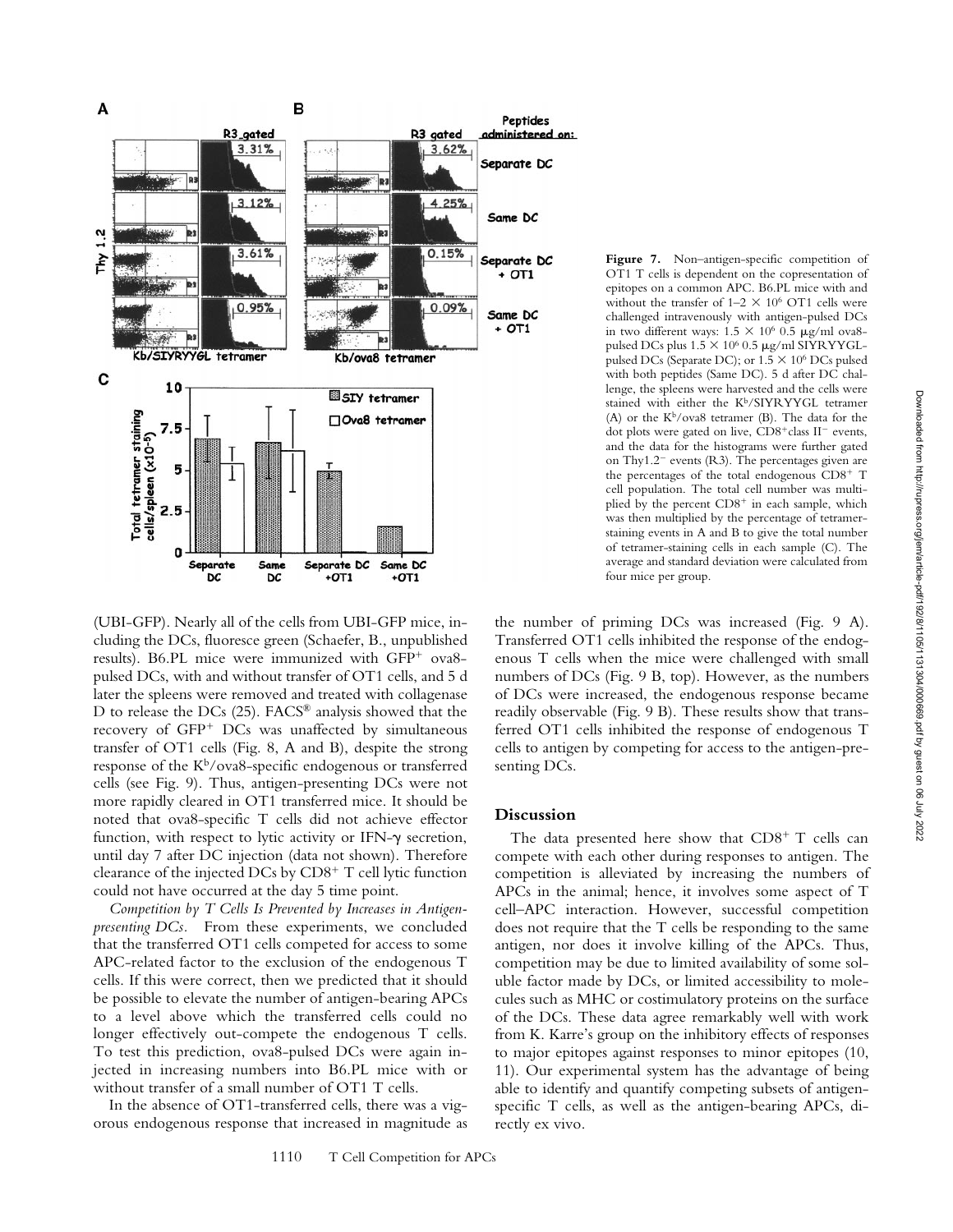Figure 7. Non–antigen-specific competition of OT1 T cells is dependent on the copresentation of epitopes on a common APC. B6.PL mice with and without the transfer of 1–2 × $10^6$ OT1 cells were challenged intravenously with antigen-pulsed DCs in two different ways: 1.5 × $10^6$ 0.5 μg/ml ova8-pulsed DCs plus 1.5 × $10^6$ 0.5 μg/ml SIYRYYGL-pulsed DCs (Separate DC); or 1.5 × $10^6$ DCs pulsed with both peptides (Same DC). 5 d after DC challenge, the spleens were harvested and the cells were stained with either the $K^b$/SIYRYYGL tetramer (A) or the $K^b$/ova8 tetramer (B). The data for the dot plots were gated on live, $CD8^+$class $II^-$ events, and the data for the histograms were further gated on Thy1.$2^-$ events (R3). The percentages given are the percentages of the total endogenous $CD8^+$ T cell population. The total cell number was multiplied by the percent $CD8^+$ in each sample, which was then multiplied by the percentage of tetramer-staining events in A and B to give the total number of tetramer-staining cells in each sample (C). The average and standard deviation were calculated from four mice per group.

(UBI-GFP). Nearly all of the cells from UBI-GFP mice, including the DCs, fluoresce green (Schaefer, B., unpublished results). B6.PL mice were immunized with $GFP^+$ ova8-pulsed DCs, with and without transfer of OT1 cells, and 5 d later the spleens were removed and treated with collagenase D to release the DCs (25). FACS® analysis showed that the recovery of $GFP^+$ DCs was unaffected by simultaneous transfer of OT1 cells (Fig. 8, A and B), despite the strong response of the $K^b$/ova8-specific endogenous or transferred cells (see Fig. 9). Thus, antigen-presenting DCs were not more rapidly cleared in OT1 transferred mice. It should be noted that ova8-specific T cells did not achieve effector function, with respect to lytic activity or IFN-γ secretion, until day 7 after DC injection (data not shown). Therefore clearance of the injected DCs by $CD8^+$ T cell lytic function could not have occurred at the day 5 time point.

*Competition by T Cells Is Prevented by Increases in Antigen-presenting DCs.* From these experiments, we concluded that the transferred OT1 cells competed for access to some APC-related factor to the exclusion of the endogenous T cells. If this were correct, then we predicted that it should be possible to elevate the number of antigen-bearing APCs to a level above which the transferred cells could no longer effectively out-compete the endogenous T cells. To test this prediction, ova8-pulsed DCs were again injected in increasing numbers into B6.PL mice with or without transfer of a small number of OT1 T cells.

In the absence of OT1-transferred cells, there was a vigorous endogenous response that increased in magnitude as the number of priming DCs was increased (Fig. 9 A). Transferred OT1 cells inhibited the response of the endogenous T cells when the mice were challenged with small numbers of DCs (Fig. 9 B, top). However, as the numbers of DCs were increased, the endogenous response became readily observable (Fig. 9 B). These results show that transferred OT1 cells inhibited the response of endogenous T cells to antigen by competing for access to the antigen-presenting DCs.

## Discussion

The data presented here show that $CD8^+$ T cells can compete with each other during responses to antigen. The competition is alleviated by increasing the numbers of APCs in the animal; hence, it involves some aspect of T cell–APC interaction. However, successful competition does not require that the T cells be responding to the same antigen, nor does it involve killing of the APCs. Thus, competition may be due to limited availability of some soluble factor made by DCs, or limited accessibility to molecules such as MHC or costimulatory proteins on the surface of the DCs. These data agree remarkably well with work from K. Karre's group on the inhibitory effects of responses to major epitopes against responses to minor epitopes (10, 11). Our experimental system has the advantage of being able to identify and quantify competing subsets of antigen-specific T cells, as well as the antigen-bearing APCs, directly ex vivo.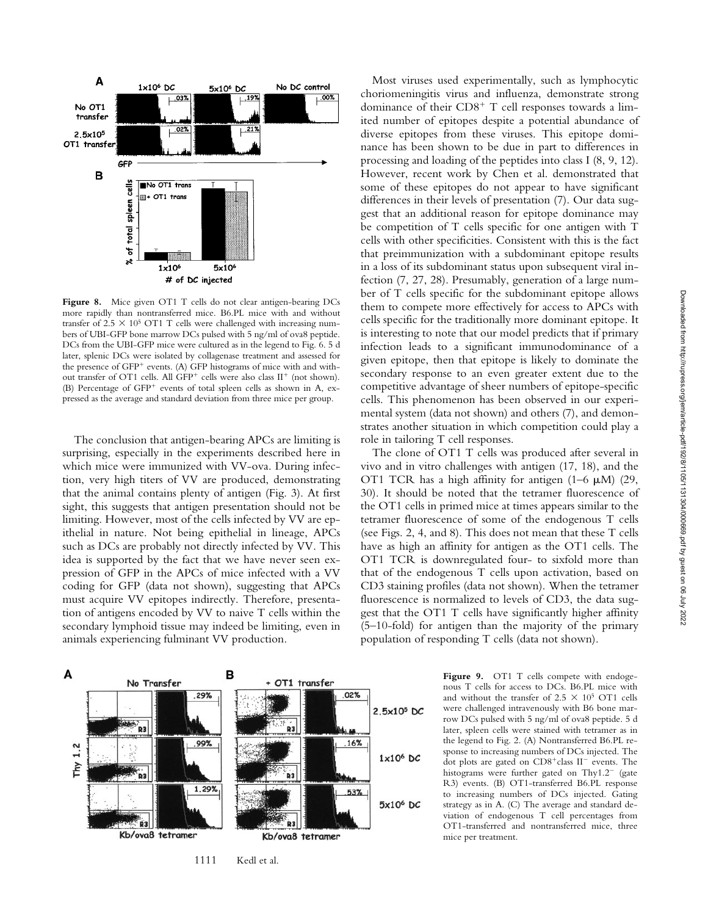**Figure 8.** Mice given OT1 T cells do not clear antigen-bearing DCs more rapidly than nontransferred mice. B6.PL mice with and without transfer of $2.5 \times 10^5$ OT1 T cells were challenged with increasing numbers of UBI-GFP bone marrow DCs pulsed with 5 ng/ml of ova8 peptide. DCs from the UBI-GFP mice were cultured as in the legend to Fig. 6. 5 d later, splenic DCs were isolated by collagenase treatment and assessed for the presence of $GFP^+$ events. (A) GFP histograms of mice with and without transfer of OT1 cells. All $GFP^+$ cells were also class $II^+$ (not shown). (B) Percentage of $GFP^+$ events of total spleen cells as shown in A, expressed as the average and standard deviation from three mice per group.

The conclusion that antigen-bearing APCs are limiting is surprising, especially in the experiments described here in which mice were immunized with VV-ova. During infection, very high titers of VV are produced, demonstrating that the animal contains plenty of antigen (Fig. 3). At first sight, this suggests that antigen presentation should not be limiting. However, most of the cells infected by VV are epithelial in nature. Not being epithelial in lineage, APCs such as DCs are probably not directly infected by VV. This idea is supported by the fact that we have never seen expression of GFP in the APCs of mice infected with a VV coding for GFP (data not shown), suggesting that APCs must acquire VV epitopes indirectly. Therefore, presentation of antigens encoded by VV to naive T cells within the secondary lymphoid tissue may indeed be limiting, even in animals experiencing fulminant VV production.

Most viruses used experimentally, such as lymphocytic choriomeningitis virus and influenza, demonstrate strong dominance of their $CD8^+$ T cell responses towards a limited number of epitopes despite a potential abundance of diverse epitopes from these viruses. This epitope dominance has been shown to be due in part to differences in processing and loading of the peptides into class I (8, 9, 12). However, recent work by Chen et al. demonstrated that some of these epitopes do not appear to have significant differences in their levels of presentation (7). Our data suggest that an additional reason for epitope dominance may be competition of T cells specific for one antigen with T cells with other specificities. Consistent with this is the fact that preimmunization with a subdominant epitope results in a loss of its subdominant status upon subsequent viral infection (7, 27, 28). Presumably, generation of a large number of T cells specific for the subdominant epitope allows them to compete more effectively for access to APCs with cells specific for the traditionally more dominant epitope. It is interesting to note that our model predicts that if primary infection leads to a significant immunodominance of a given epitope, then that epitope is likely to dominate the secondary response to an even greater extent due to the competitive advantage of sheer numbers of epitope-specific cells. This phenomenon has been observed in our experimental system (data not shown) and others (7), and demonstrates another situation in which competition could play a role in tailoring T cell responses.

The clone of OT1 T cells was produced after several in vivo and in vitro challenges with antigen (17, 18), and the OT1 TCR has a high affinity for antigen (1–6 μM) (29, 30). It should be noted that the tetramer fluorescence of the OT1 cells in primed mice at times appears similar to the tetramer fluorescence of some of the endogenous T cells (see Figs. 2, 4, and 8). This does not mean that these T cells have as high an affinity for antigen as the OT1 cells. The OT1 TCR is downregulated four- to sixfold more than that of the endogenous T cells upon activation, based on CD3 staining profiles (data not shown). When the tetramer fluorescence is normalized to levels of CD3, the data suggest that the OT1 T cells have significantly higher affinity (5–10-fold) for antigen than the majority of the primary population of responding T cells (data not shown).

**Figure 9.** OT1 T cells compete with endogenous T cells for access to DCs. B6.PL mice with and without the transfer of $2.5 \times 10^5$ OT1 cells were challenged intravenously with B6 bone marrow DCs pulsed with 5 ng/ml of ova8 peptide. 5 d later, spleen cells were stained with tetramer as in the legend to Fig. 2. (A) Nontransferred B6.PL response to increasing numbers of DCs injected. The dot plots are gated on $CD8^+$class $II^-$ events. The histograms were further gated on $Thy1.2^-$ (gate R3) events. (B) OT1-transferred B6.PL response to increasing numbers of DCs injected. Gating strategy as in A. (C) The average and standard deviation of endogenous T cell percentages from OT1-transferred and nontransferred mice, three mice per treatment.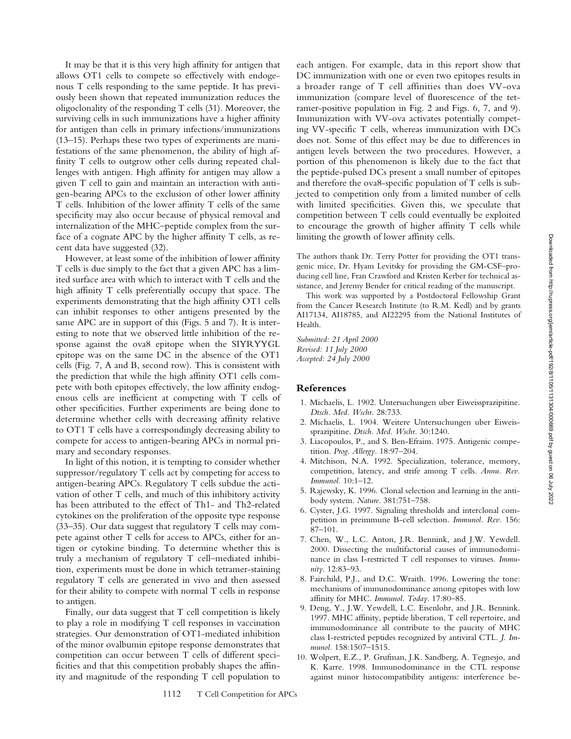It may be that it is this very high affinity for antigen that allows OT1 cells to compete so effectively with endogenous T cells responding to the same peptide. It has previously been shown that repeated immunization reduces the oligoclonality of the responding T cells (31). Moreover, the surviving cells in such immunizations have a higher affinity for antigen than cells in primary infections/immunizations (13–15). Perhaps these two types of experiments are manifestations of the same phenomenon, the ability of high affinity T cells to outgrow other cells during repeated challenges with antigen. High affinity for antigen may allow a given T cell to gain and maintain an interaction with antigen-bearing APCs to the exclusion of other lower affinity T cells. Inhibition of the lower affinity T cells of the same specificity may also occur because of physical removal and internalization of the MHC–peptide complex from the surface of a cognate APC by the higher affinity T cells, as recent data have suggested (32).

However, at least some of the inhibition of lower affinity T cells is due simply to the fact that a given APC has a limited surface area with which to interact with T cells and the high affinity T cells preferentially occupy that space. The experiments demonstrating that the high affinity OT1 cells can inhibit responses to other antigens presented by the same APC are in support of this (Figs. 5 and 7). It is interesting to note that we observed little inhibition of the response against the ova8 epitope when the SIYRYYGL epitope was on the same DC in the absence of the OT1 cells (Fig. 7, A and B, second row). This is consistent with the prediction that while the high affinity OT1 cells compete with both epitopes effectively, the low affinity endogenous cells are inefficient at competing with T cells of other specificities. Further experiments are being done to determine whether cells with decreasing affinity relative to OT1 T cells have a correspondingly decreasing ability to compete for access to antigen-bearing APCs in normal primary and secondary responses.

In light of this notion, it is tempting to consider whether suppressor/regulatory T cells act by competing for access to antigen-bearing APCs. Regulatory T cells subdue the activation of other T cells, and much of this inhibitory activity has been attributed to the effect of Th1- and Th2-related cytokines on the proliferation of the opposite type response (33–35). Our data suggest that regulatory T cells may compete against other T cells for access to APCs, either for antigen or cytokine binding. To determine whether this is truly a mechanism of regulatory T cell–mediated inhibition, experiments must be done in which tetramer-staining regulatory T cells are generated in vivo and then assessed for their ability to compete with normal T cells in response to antigen.

Finally, our data suggest that T cell competition is likely to play a role in modifying T cell responses in vaccination strategies. Our demonstration of OT1-mediated inhibition of the minor ovalbumin epitope response demonstrates that competition can occur between T cells of different specificities and that this competition probably shapes the affinity and magnitude of the responding T cell population to each antigen. For example, data in this report show that DC immunization with one or even two epitopes results in a broader range of T cell affinities than does VV-ova immunization (compare level of fluorescence of the tetramer-positive population in Fig. 2 and Figs. 6, 7, and 9). Immunization with VV-ova activates potentially competing VV-specific T cells, whereas immunization with DCs does not. Some of this effect may be due to differences in antigen levels between the two procedures. However, a portion of this phenomenon is likely due to the fact that the peptide-pulsed DCs present a small number of epitopes and therefore the ova8-specific population of T cells is subjected to competition only from a limited number of cells with limited specificities. Given this, we speculate that competition between T cells could eventually be exploited to encourage the growth of higher affinity T cells while limiting the growth of lower affinity cells.

The authors thank Dr. Terry Potter for providing the OT1 transgenic mice, Dr. Hyam Levitsky for providing the GM-CSF–producing cell line, Fran Crawford and Kristen Kerber for technical assistance, and Jeremy Bender for critical reading of the manuscript.

This work was supported by a Postdoctoral Fellowship Grant from the Cancer Research Institute (to R.M. Kedl) and by grants AI17134, AI18785, and AI22295 from the National Institutes of Health.

*Submitted: 21 April 2000*
*Revised: 11 July 2000*
*Accepted: 24 July 2000*

## References

1. Michaelis, L. 1902. Untersuchungen uber Eiweissprazipitine. *Dtsch. Med. Wschr.* 28:733.
2. Michaelis, L. 1904. Weitere Untersuchungen uber Eiweissprazipitine. *Dtsch. Med. Wschr.* 30:1240.
3. Liacopoulos, P., and S. Ben-Efraim. 1975. Antigenic competition. *Prog. Allergy.* 18:97–204.
4. Mitchison, N.A. 1992. Specialization, tolerance, memory, competition, latency, and strife among T cells. *Annu. Rev. Immunol.* 10:1–12.
5. Rajewsky, K. 1996. Clonal selection and learning in the antibody system. *Nature.* 381:751–758.
6. Cyster, J.G. 1997. Signaling thresholds and interclonal competition in preimmune B-cell selection. *Immunol. Rev.* 156:87–101.
7. Chen, W., L.C. Anton, J.R. Bennink, and J.W. Yewdell. 2000. Dissecting the multifactorial causes of immunodominance in class I-restricted T cell responses to viruses. *Immunity.* 12:83–93.
8. Fairchild, P.J., and D.C. Wraith. 1996. Lowering the tone: mechanisms of immunodominance among epitopes with low affinity for MHC. *Immunol. Today.* 17:80–85.
9. Deng, Y., J.W. Yewdell, L.C. Eisenlohr, and J.R. Bennink. 1997. MHC affinity, peptide liberation, T cell repertoire, and immunodominance all contribute to the paucity of MHC class I-restricted peptides recognized by antiviral CTL. *J. Immunol.* 158:1507–1515.
10. Wolpert, E.Z., P. Grufman, J.K. Sandberg, A. Tegnesjo, and K. Karre. 1998. Immunodominance in the CTL response against minor histocompatibility antigens: interference be-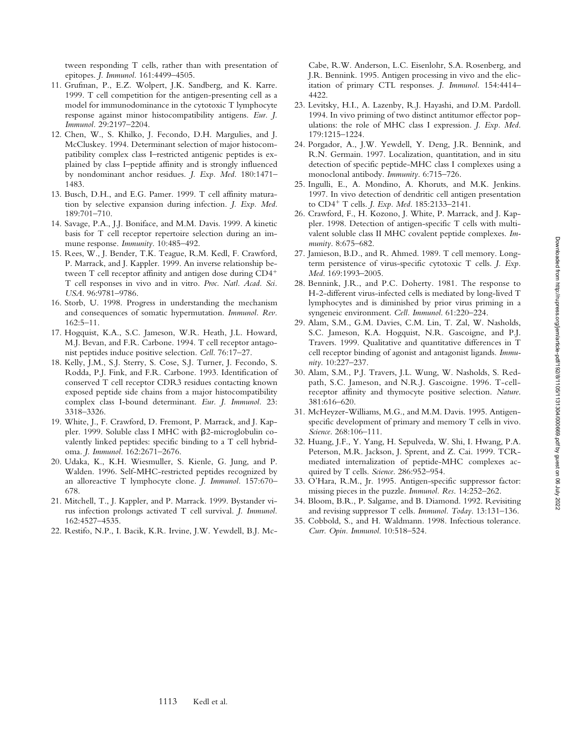tween responding T cells, rather than with presentation of epitopes. *J. Immunol.* 161:4499–4505.

11. Grufman, P., E.Z. Wolpert, J.K. Sandberg, and K. Karre. 1999. T cell competition for the antigen-presenting cell as a model for immunodominance in the cytotoxic T lymphocyte response against minor histocompatibility antigens. *Eur. J. Immunol.* 29:2197–2204.
12. Chen, W., S. Khilko, J. Fecondo, D.H. Margulies, and J. McCluskey. 1994. Determinant selection of major histocompatibility complex class I–restricted antigenic peptides is explained by class I–peptide affinity and is strongly influenced by nondominant anchor residues. *J. Exp. Med.* 180:1471–1483.
13. Busch, D.H., and E.G. Pamer. 1999. T cell affinity maturation by selective expansion during infection. *J. Exp. Med.* 189:701–710.
14. Savage, P.A., J.J. Boniface, and M.M. Davis. 1999. A kinetic basis for T cell receptor repertoire selection during an immune response. *Immunity.* 10:485–492.
15. Rees, W., J. Bender, T.K. Teague, R.M. Kedl, F. Crawford, P. Marrack, and J. Kappler. 1999. An inverse relationship between T cell receptor affinity and antigen dose during CD4+ T cell responses in vivo and in vitro. *Proc. Natl. Acad. Sci. USA.* 96:9781–9786.
16. Storb, U. 1998. Progress in understanding the mechanism and consequences of somatic hypermutation. *Immunol. Rev.* 162:5–11.
17. Hogquist, K.A., S.C. Jameson, W.R. Heath, J.L. Howard, M.J. Bevan, and F.R. Carbone. 1994. T cell receptor antagonist peptides induce positive selection. *Cell.* 76:17–27.
18. Kelly, J.M., S.J. Sterry, S. Cose, S.J. Turner, J. Fecondo, S. Rodda, P.J. Fink, and F.R. Carbone. 1993. Identification of conserved T cell receptor CDR3 residues contacting known exposed peptide side chains from a major histocompatibility complex class I-bound determinant. *Eur. J. Immunol.* 23: 3318–3326.
19. White, J., F. Crawford, D. Fremont, P. Marrack, and J. Kappler. 1999. Soluble class I MHC with β2-microglobulin covalently linked peptides: specific binding to a T cell hybridoma. *J. Immunol.* 162:2671–2676.
20. Udaka, K., K.H. Wiesmuller, S. Kienle, G. Jung, and P. Walden. 1996. Self-MHC-restricted peptides recognized by an alloreactive T lymphocyte clone. *J. Immunol.* 157:670–678.
21. Mitchell, T., J. Kappler, and P. Marrack. 1999. Bystander virus infection prolongs activated T cell survival. *J. Immunol.* 162:4527–4535.
22. Restifo, N.P., I. Bacik, K.R. Irvine, J.W. Yewdell, B.J. McCabe, R.W. Anderson, L.C. Eisenlohr, S.A. Rosenberg, and J.R. Bennink. 1995. Antigen processing in vivo and the elicitation of primary CTL responses. *J. Immunol.* 154:4414–4422.
23. Levitsky, H.I., A. Lazenby, R.J. Hayashi, and D.M. Pardoll. 1994. In vivo priming of two distinct antitumor effector populations: the role of MHC class I expression. *J. Exp. Med.* 179:1215–1224.
24. Porgador, A., J.W. Yewdell, Y. Deng, J.R. Bennink, and R.N. Germain. 1997. Localization, quantitation, and in situ detection of specific peptide-MHC class I complexes using a monoclonal antibody. *Immunity.* 6:715–726.
25. Ingulli, E., A. Mondino, A. Khoruts, and M.K. Jenkins. 1997. In vivo detection of dendritic cell antigen presentation to CD4+ T cells. *J. Exp. Med.* 185:2133–2141.
26. Crawford, F., H. Kozono, J. White, P. Marrack, and J. Kappler. 1998. Detection of antigen-specific T cells with multivalent soluble class II MHC covalent peptide complexes. *Immunity.* 8:675–682.
27. Jamieson, B.D., and R. Ahmed. 1989. T cell memory. Long-term persistence of virus-specific cytotoxic T cells. *J. Exp. Med.* 169:1993–2005.
28. Bennink, J.R., and P.C. Doherty. 1981. The response to H-2-different virus-infected cells is mediated by long-lived T lymphocytes and is diminished by prior virus priming in a syngeneic environment. *Cell. Immunol.* 61:220–224.
29. Alam, S.M., G.M. Davies, C.M. Lin, T. Zal, W. Nasholds, S.C. Jameson, K.A. Hogquist, N.R. Gascoigne, and P.J. Travers. 1999. Qualitative and quantitative differences in T cell receptor binding of agonist and antagonist ligands. *Immunity.* 10:227–237.
30. Alam, S.M., P.J. Travers, J.L. Wung, W. Nasholds, S. Redpath, S.C. Jameson, and N.R.J. Gascoigne. 1996. T-cell-receptor affinity and thymocyte positive selection. *Nature.* 381:616–620.
31. McHeyzer-Williams, M.G., and M.M. Davis. 1995. Antigen-specific development of primary and memory T cells in vivo. *Science.* 268:106–111.
32. Huang, J.F., Y. Yang, H. Sepulveda, W. Shi, I. Hwang, P.A. Peterson, M.R. Jackson, J. Sprent, and Z. Cai. 1999. TCR-mediated internalization of peptide-MHC complexes acquired by T cells. *Science.* 286:952–954.
33. O'Hara, R.M., Jr. 1995. Antigen-specific suppressor factor: missing pieces in the puzzle. *Immunol. Res.* 14:252–262.
34. Bloom, B.R., P. Salgame, and B. Diamond. 1992. Revisiting and revising suppressor T cells. *Immunol. Today.* 13:131–136.
35. Cobbold, S., and H. Waldmann. 1998. Infectious tolerance. *Curr. Opin. Immunol.* 10:518–524.